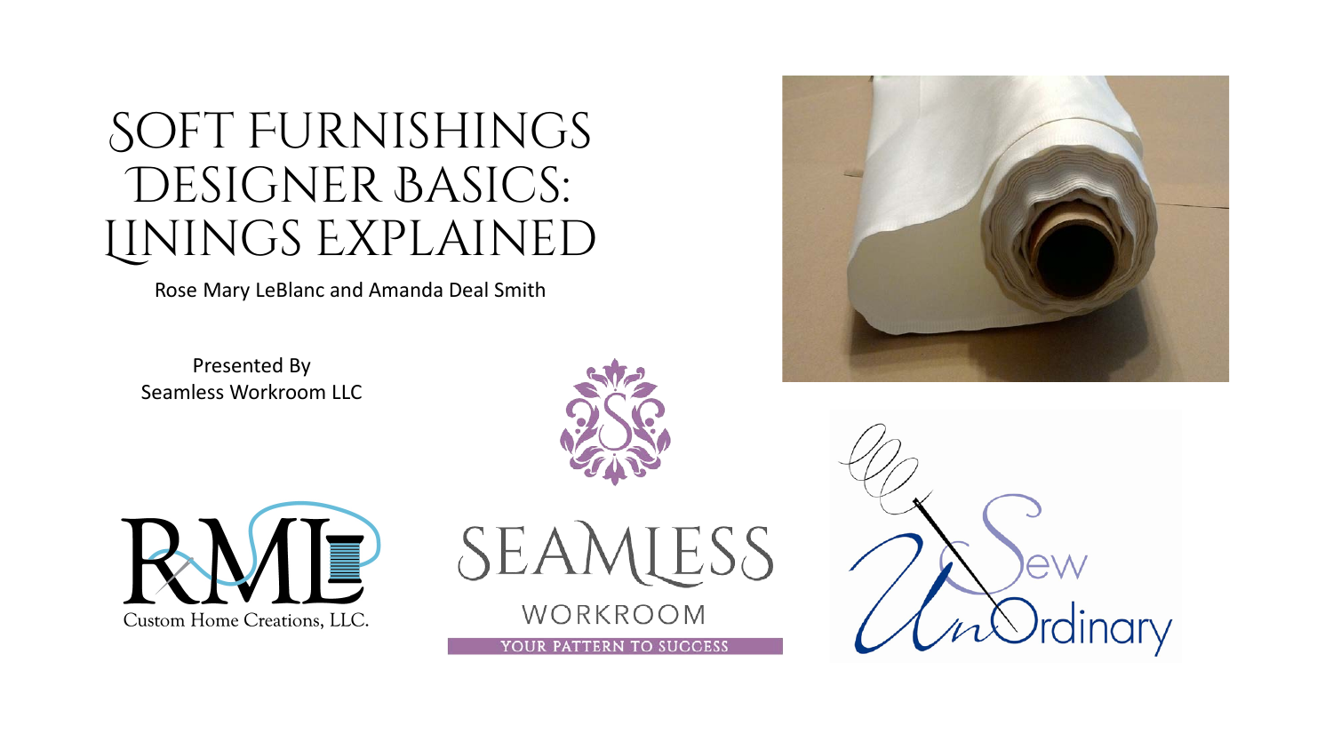# Soft Furnishings Designer Basics: Linings Explained

Rose Mary LeBlanc and Amanda Deal Smith

Presented By
Seamless Workroom LLC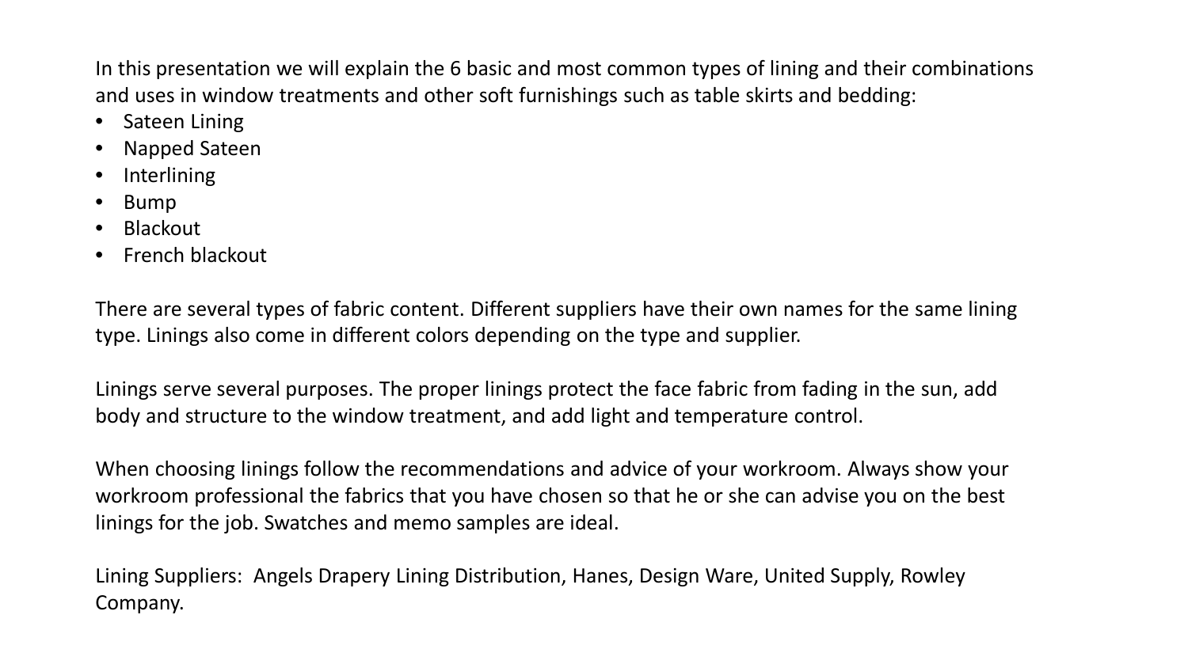In this presentation we will explain the 6 basic and most common types of lining and their combinations and uses in window treatments and other soft furnishings such as table skirts and bedding:

- Sateen Lining
- Napped Sateen
- Interlining
- Bump
- Blackout
- French blackout

There are several types of fabric content. Different suppliers have their own names for the same lining type. Linings also come in different colors depending on the type and supplier.

Linings serve several purposes. The proper linings protect the face fabric from fading in the sun, add body and structure to the window treatment, and add light and temperature control.

When choosing linings follow the recommendations and advice of your workroom. Always show your workroom professional the fabrics that you have chosen so that he or she can advise you on the best linings for the job. Swatches and memo samples are ideal.

Lining Suppliers: Angels Drapery Lining Distribution, Hanes, Design Ware, United Supply, Rowley Company.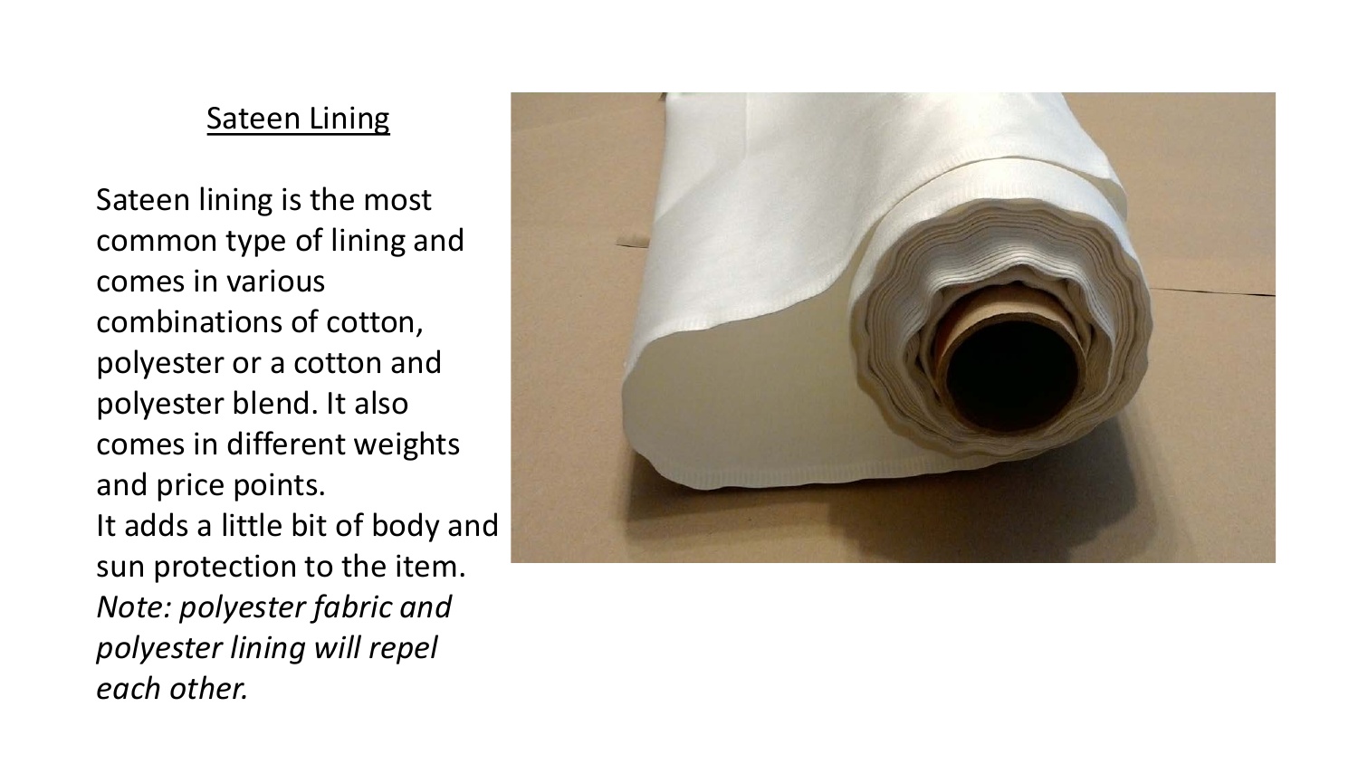## Sateen Lining

Sateen lining is the most common type of lining and comes in various combinations of cotton, polyester or a cotton and polyester blend. It also comes in different weights and price points.

It adds a little bit of body and sun protection to the item.

*Note: polyester fabric and polyester lining will repel each other.*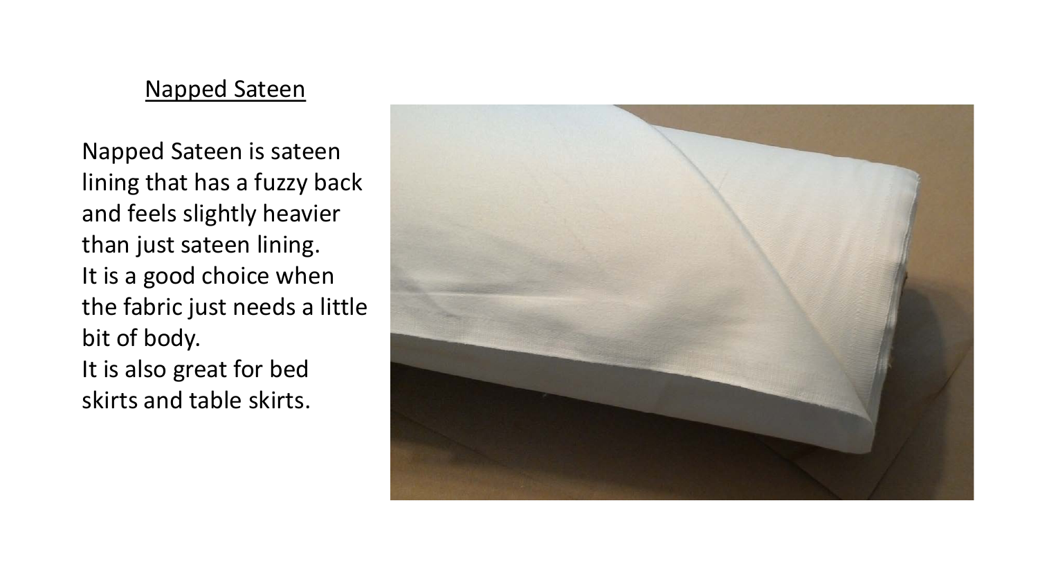## Napped Sateen

Napped Sateen is sateen lining that has a fuzzy back and feels slightly heavier than just sateen lining.
It is a good choice when the fabric just needs a little bit of body.
It is also great for bed skirts and table skirts.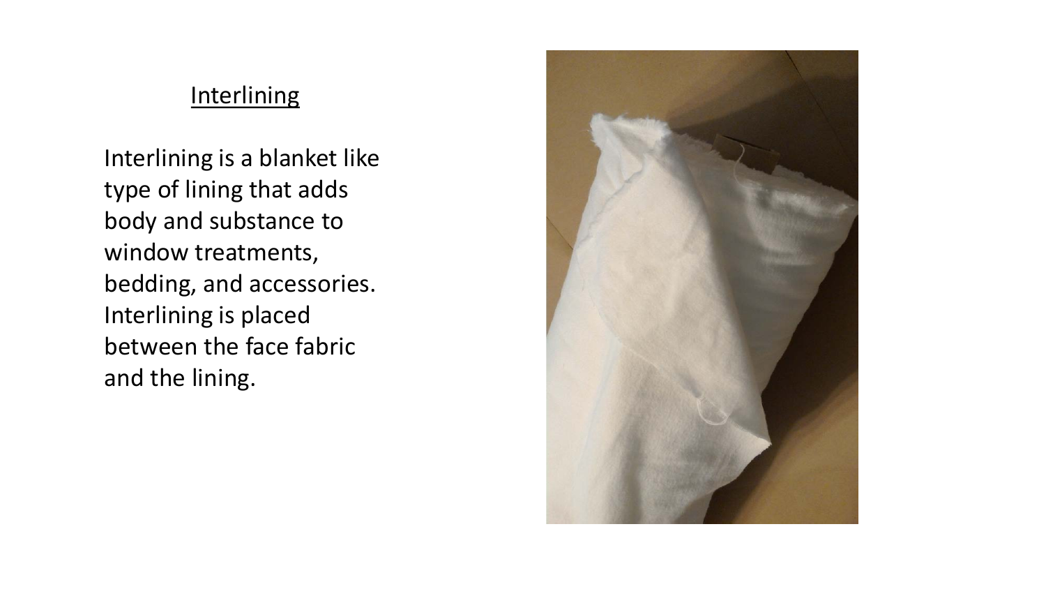# Interlining

Interlining is a blanket like type of lining that adds body and substance to window treatments, bedding, and accessories. Interlining is placed between the face fabric and the lining.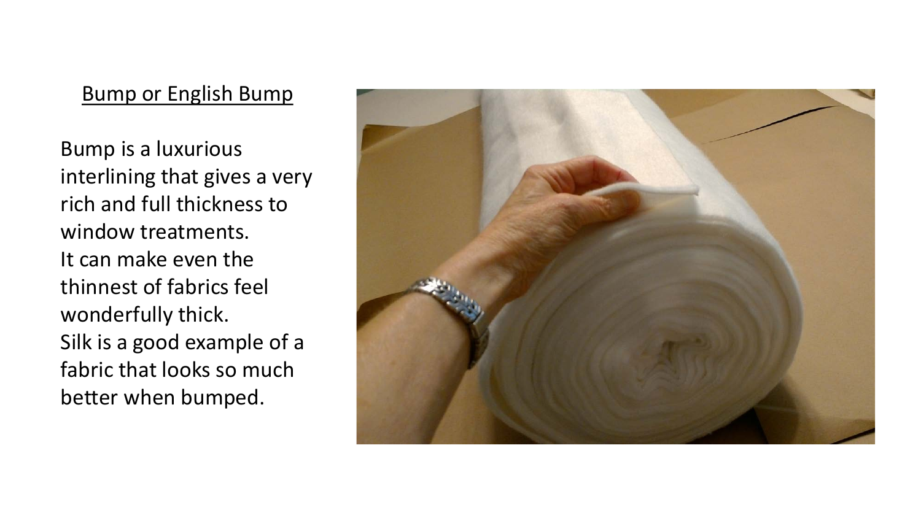## Bump or English Bump

Bump is a luxurious interlining that gives a very rich and full thickness to window treatments.
It can make even the thinnest of fabrics feel wonderfully thick.
Silk is a good example of a fabric that looks so much better when bumped.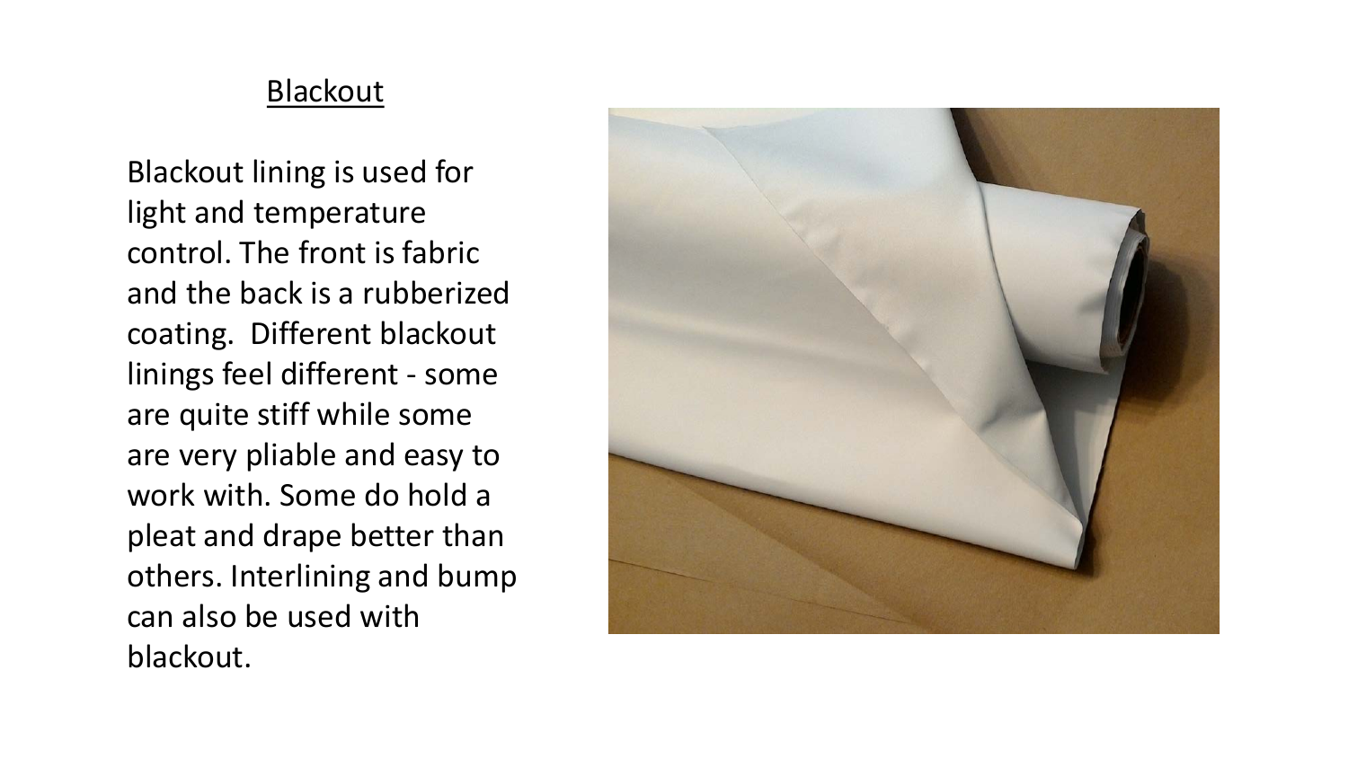## Blackout

Blackout lining is used for light and temperature control. The front is fabric and the back is a rubberized coating. Different blackout linings feel different - some are quite stiff while some are very pliable and easy to work with. Some do hold a pleat and drape better than others. Interlining and bump can also be used with blackout.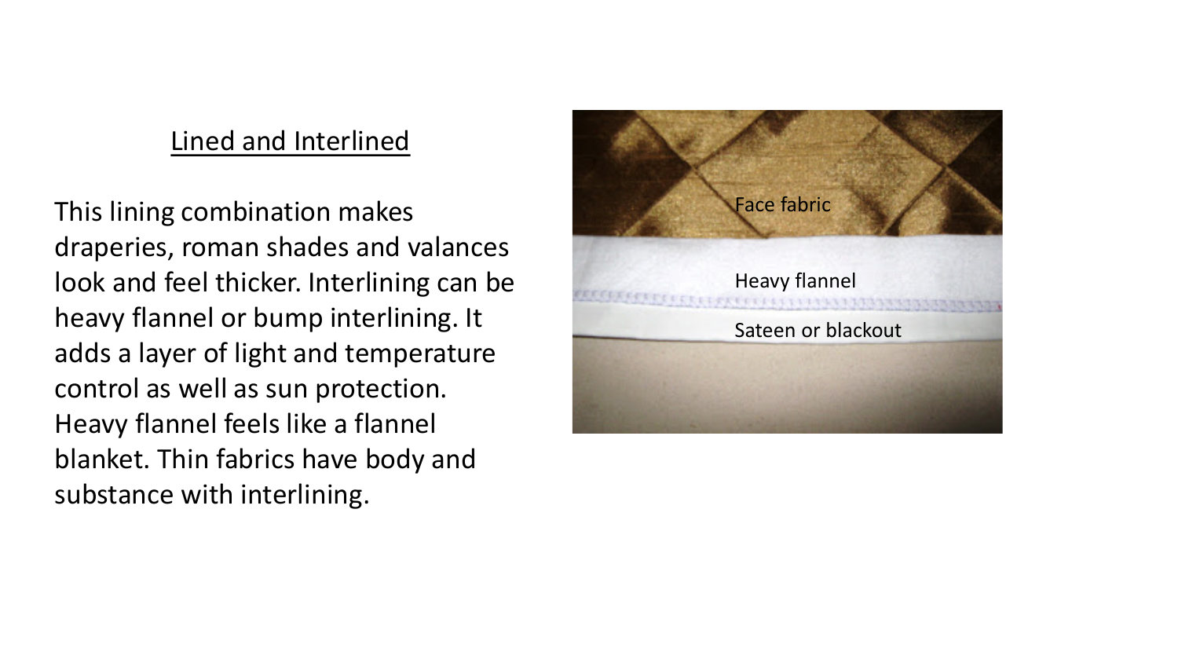## Lined and Interlined

This lining combination makes draperies, roman shades and valances look and feel thicker. Interlining can be heavy flannel or bump interlining. It adds a layer of light and temperature control as well as sun protection. Heavy flannel feels like a flannel blanket. Thin fabrics have body and substance with interlining.

Face fabric

Heavy flannel

Sateen or blackout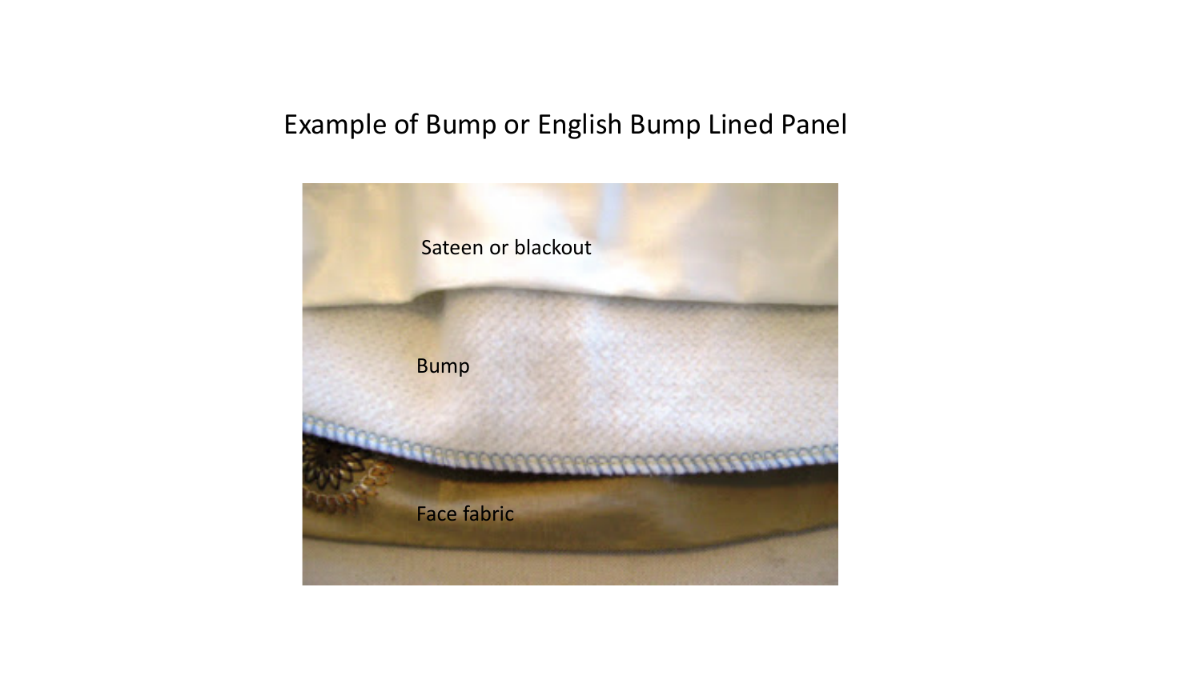# Example of Bump or English Bump Lined Panel

Sateen or blackout

Bump

Face fabric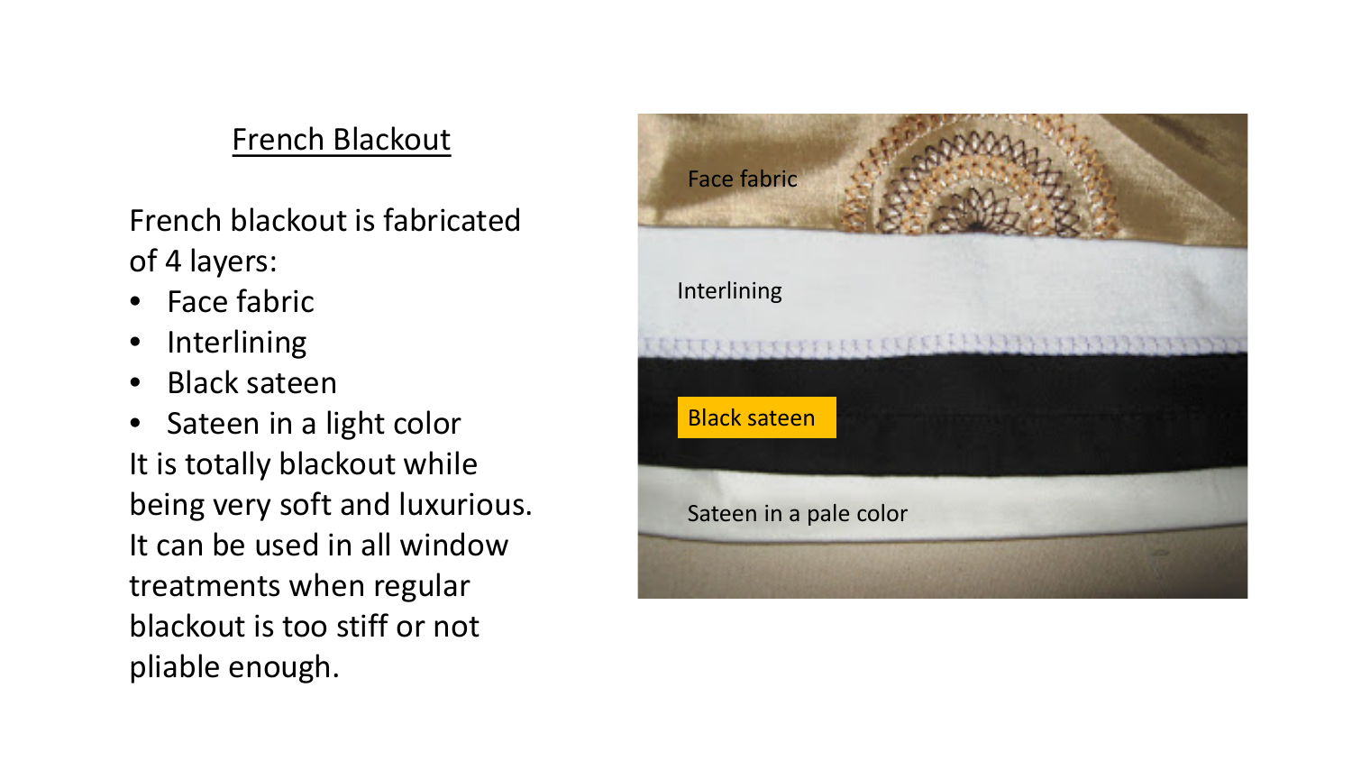## French Blackout

French blackout is fabricated of 4 layers:

- Face fabric
- Interlining
- Black sateen
- Sateen in a light color

It is totally blackout while being very soft and luxurious. It can be used in all window treatments when regular blackout is too stiff or not pliable enough.

Face fabric

Interlining

Black sateen

Sateen in a pale color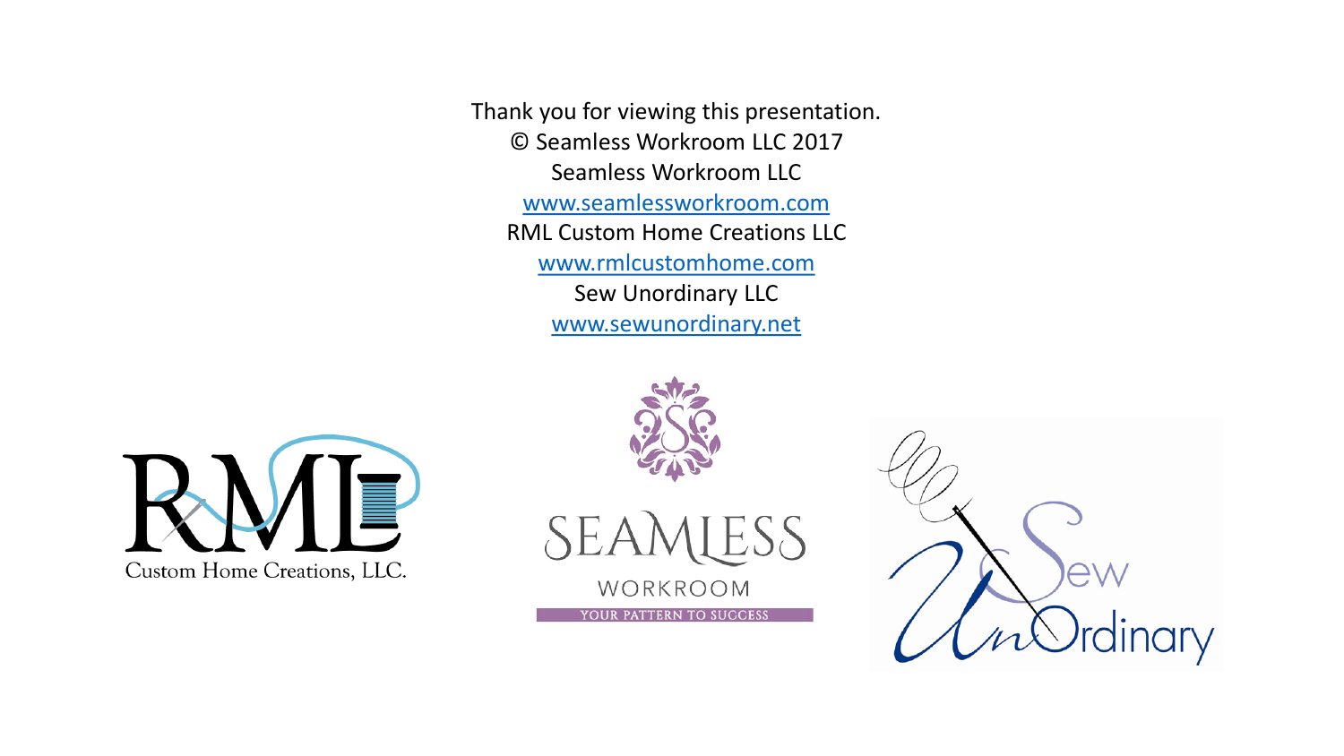Thank you for viewing this presentation.

© Seamless Workroom LLC 2017

Seamless Workroom LLC

www.seamlessworkroom.com

RML Custom Home Creations LLC

www.rmlcustomhome.com

Sew Unordinary LLC

www.sewunordinary.net